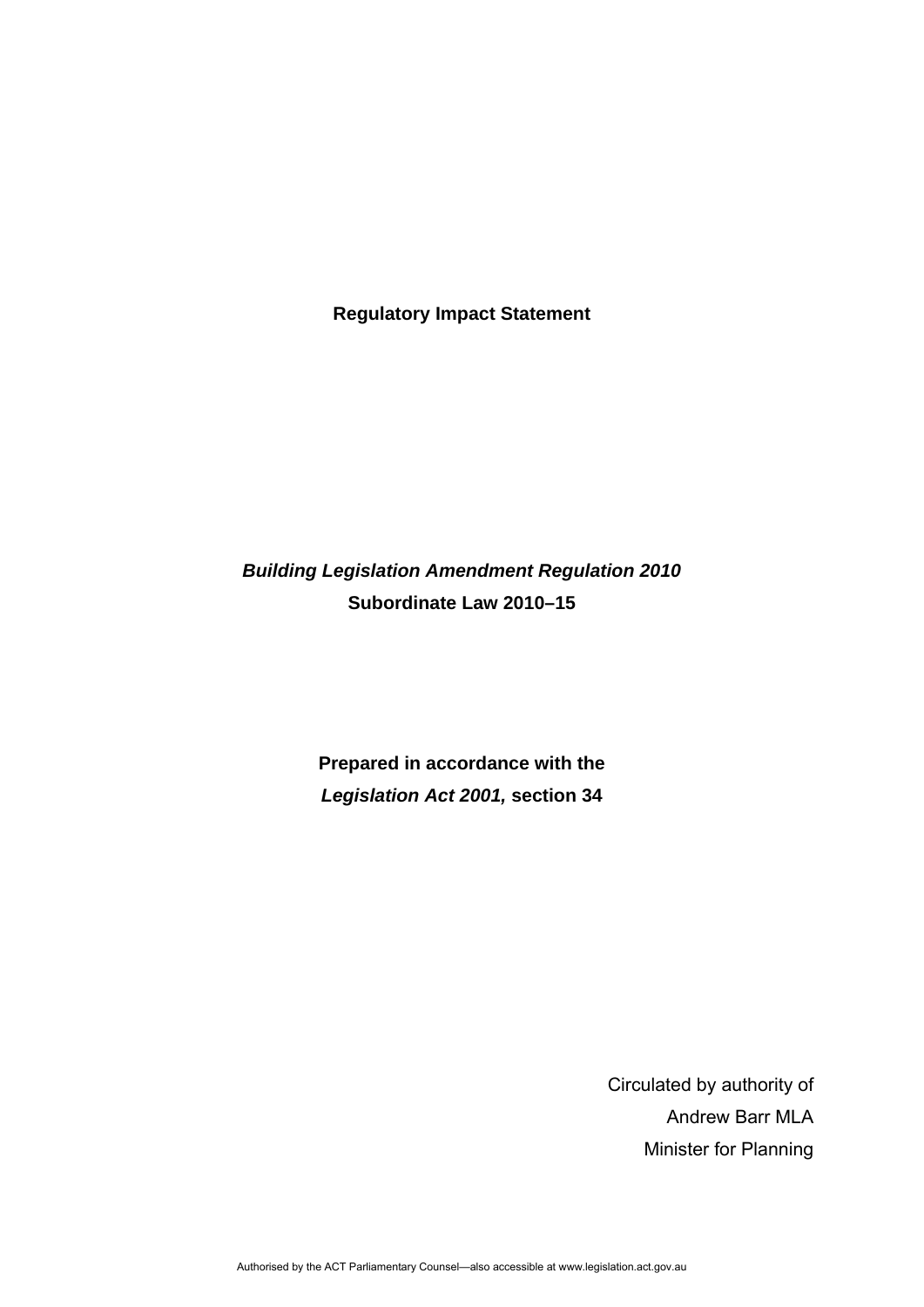# Regulatory Impact Statement

***Building Legislation Amendment Regulation 2010***

**Subordinate Law 2010–15**

**Prepared in accordance with the**

***Legislation Act 2001,*** **section 34**

Circulated by authority of

Andrew Barr MLA

Minister for Planning

Authorised by the ACT Parliamentary Counsel—also accessible at www.legislation.act.gov.au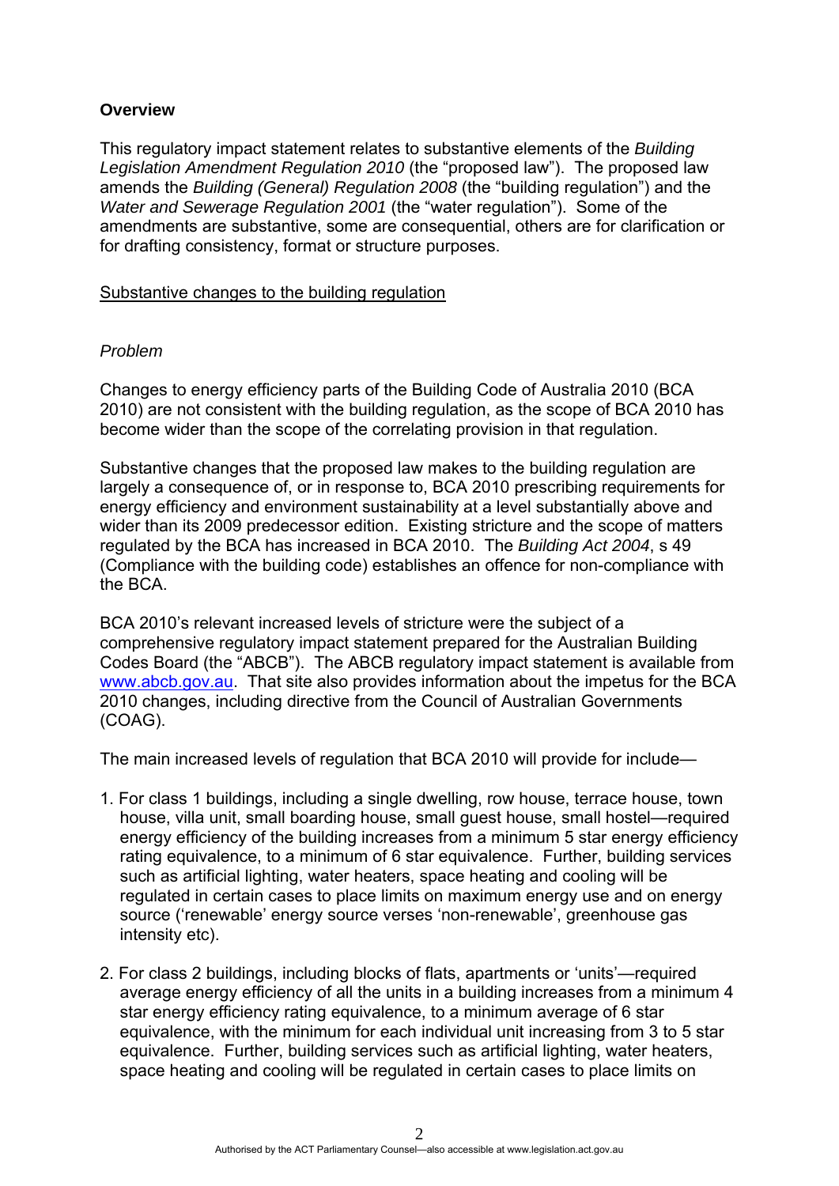**Overview**

This regulatory impact statement relates to substantive elements of the *Building Legislation Amendment Regulation 2010* (the "proposed law"). The proposed law amends the *Building (General) Regulation 2008* (the "building regulation") and the *Water and Sewerage Regulation 2001* (the "water regulation"). Some of the amendments are substantive, some are consequential, others are for clarification or for drafting consistency, format or structure purposes.

Substantive changes to the building regulation

*Problem*

Changes to energy efficiency parts of the Building Code of Australia 2010 (BCA 2010) are not consistent with the building regulation, as the scope of BCA 2010 has become wider than the scope of the correlating provision in that regulation.

Substantive changes that the proposed law makes to the building regulation are largely a consequence of, or in response to, BCA 2010 prescribing requirements for energy efficiency and environment sustainability at a level substantially above and wider than its 2009 predecessor edition. Existing stricture and the scope of matters regulated by the BCA has increased in BCA 2010. The *Building Act 2004*, s 49 (Compliance with the building code) establishes an offence for non-compliance with the BCA.

BCA 2010's relevant increased levels of stricture were the subject of a comprehensive regulatory impact statement prepared for the Australian Building Codes Board (the "ABCB"). The ABCB regulatory impact statement is available from www.abcb.gov.au. That site also provides information about the impetus for the BCA 2010 changes, including directive from the Council of Australian Governments (COAG).

The main increased levels of regulation that BCA 2010 will provide for include—

1. For class 1 buildings, including a single dwelling, row house, terrace house, town house, villa unit, small boarding house, small guest house, small hostel—required energy efficiency of the building increases from a minimum 5 star energy efficiency rating equivalence, to a minimum of 6 star equivalence. Further, building services such as artificial lighting, water heaters, space heating and cooling will be regulated in certain cases to place limits on maximum energy use and on energy source ('renewable' energy source verses 'non-renewable', greenhouse gas intensity etc).

2. For class 2 buildings, including blocks of flats, apartments or 'units'—required average energy efficiency of all the units in a building increases from a minimum 4 star energy efficiency rating equivalence, to a minimum average of 6 star equivalence, with the minimum for each individual unit increasing from 3 to 5 star equivalence. Further, building services such as artificial lighting, water heaters, space heating and cooling will be regulated in certain cases to place limits on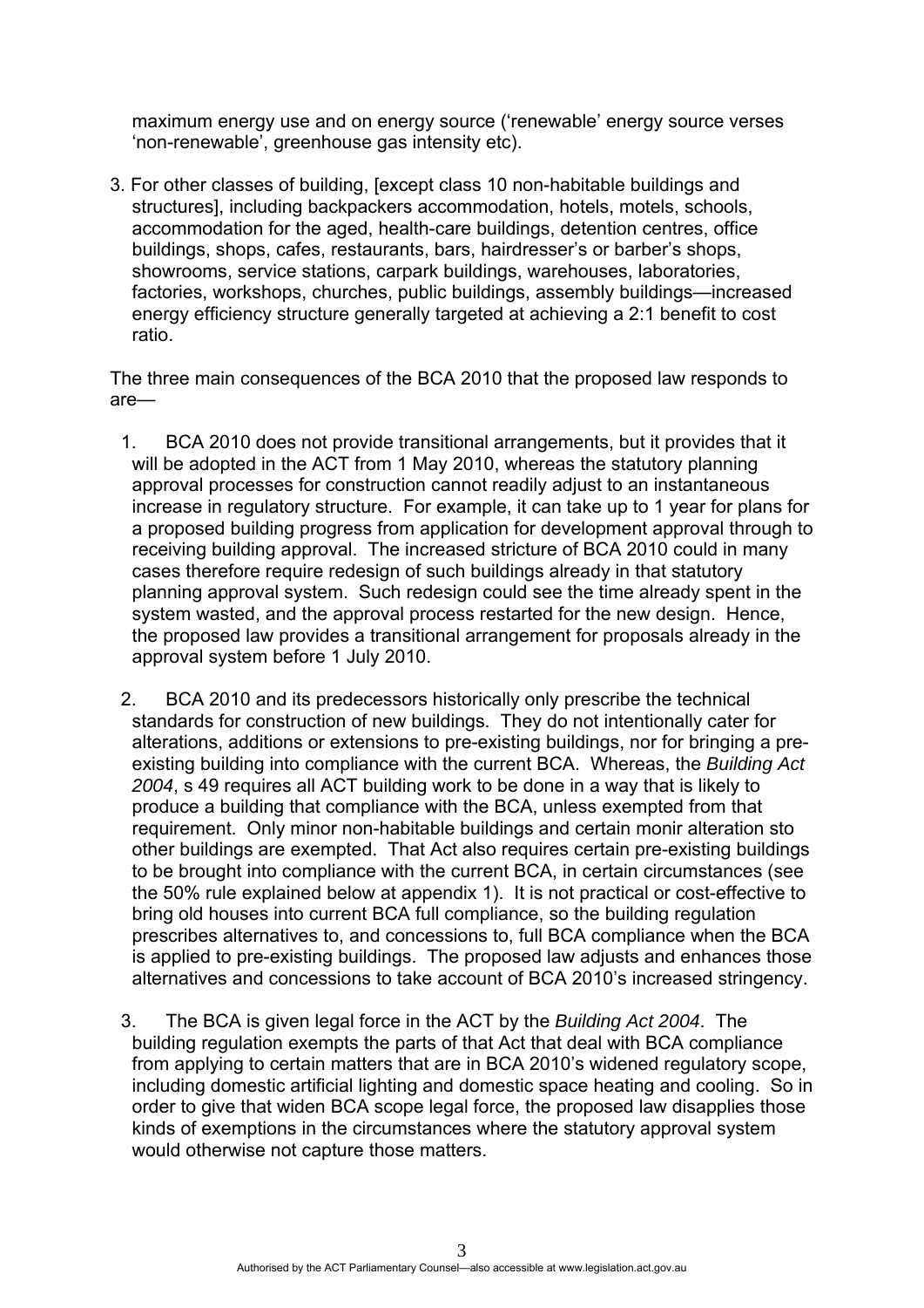maximum energy use and on energy source ('renewable' energy source verses 'non-renewable', greenhouse gas intensity etc).

3. For other classes of building, [except class 10 non-habitable buildings and structures], including backpackers accommodation, hotels, motels, schools, accommodation for the aged, health-care buildings, detention centres, office buildings, shops, cafes, restaurants, bars, hairdresser's or barber's shops, showrooms, service stations, carpark buildings, warehouses, laboratories, factories, workshops, churches, public buildings, assembly buildings—increased energy efficiency structure generally targeted at achieving a 2:1 benefit to cost ratio.

The three main consequences of the BCA 2010 that the proposed law responds to are—

1. BCA 2010 does not provide transitional arrangements, but it provides that it will be adopted in the ACT from 1 May 2010, whereas the statutory planning approval processes for construction cannot readily adjust to an instantaneous increase in regulatory structure. For example, it can take up to 1 year for plans for a proposed building progress from application for development approval through to receiving building approval. The increased stricture of BCA 2010 could in many cases therefore require redesign of such buildings already in that statutory planning approval system. Such redesign could see the time already spent in the system wasted, and the approval process restarted for the new design. Hence, the proposed law provides a transitional arrangement for proposals already in the approval system before 1 July 2010.

2. BCA 2010 and its predecessors historically only prescribe the technical standards for construction of new buildings. They do not intentionally cater for alterations, additions or extensions to pre-existing buildings, nor for bringing a pre-existing building into compliance with the current BCA. Whereas, the *Building Act 2004*, s 49 requires all ACT building work to be done in a way that is likely to produce a building that compliance with the BCA, unless exempted from that requirement. Only minor non-habitable buildings and certain monir alteration sto other buildings are exempted. That Act also requires certain pre-existing buildings to be brought into compliance with the current BCA, in certain circumstances (see the 50% rule explained below at appendix 1). It is not practical or cost-effective to bring old houses into current BCA full compliance, so the building regulation prescribes alternatives to, and concessions to, full BCA compliance when the BCA is applied to pre-existing buildings. The proposed law adjusts and enhances those alternatives and concessions to take account of BCA 2010's increased stringency.

3. The BCA is given legal force in the ACT by the *Building Act 2004*. The building regulation exempts the parts of that Act that deal with BCA compliance from applying to certain matters that are in BCA 2010's widened regulatory scope, including domestic artificial lighting and domestic space heating and cooling. So in order to give that widen BCA scope legal force, the proposed law disapplies those kinds of exemptions in the circumstances where the statutory approval system would otherwise not capture those matters.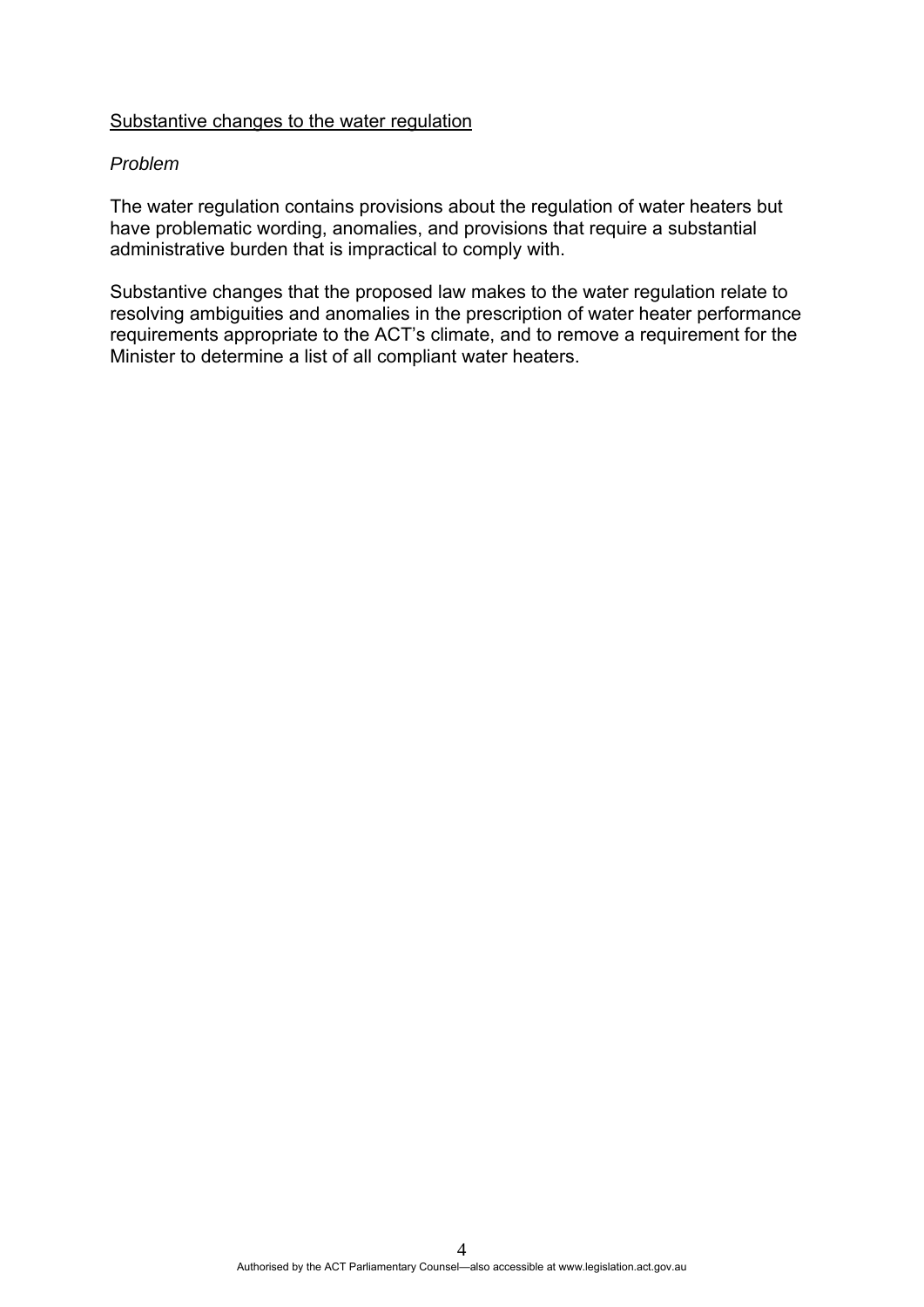<u>Substantive changes to the water regulation</u>

*Problem*

The water regulation contains provisions about the regulation of water heaters but have problematic wording, anomalies, and provisions that require a substantial administrative burden that is impractical to comply with.

Substantive changes that the proposed law makes to the water regulation relate to resolving ambiguities and anomalies in the prescription of water heater performance requirements appropriate to the ACT's climate, and to remove a requirement for the Minister to determine a list of all compliant water heaters.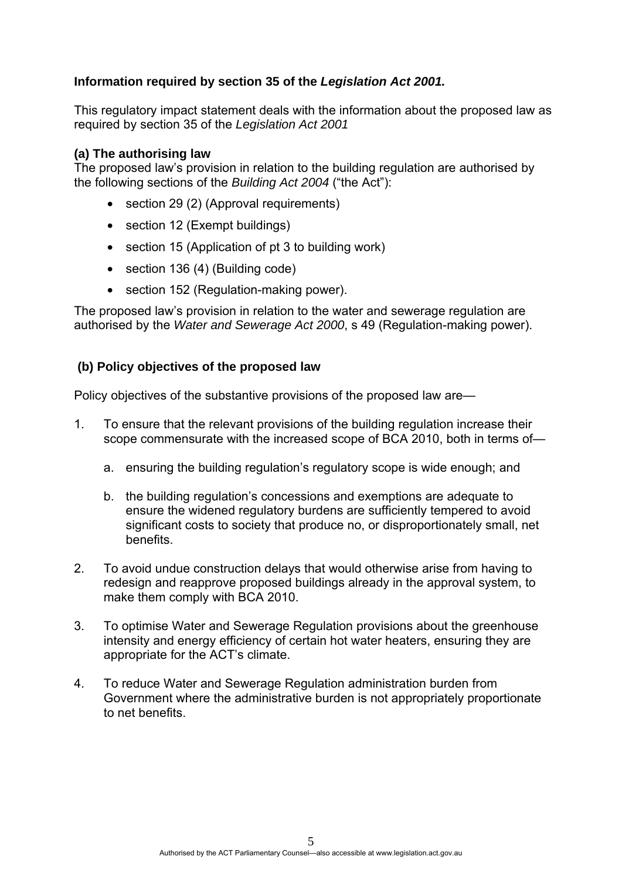**Information required by section 35 of the *Legislation Act 2001.***

This regulatory impact statement deals with the information about the proposed law as required by section 35 of the *Legislation Act 2001*

**(a) The authorising law**

The proposed law's provision in relation to the building regulation are authorised by the following sections of the *Building Act 2004* ("the Act"):

- section 29 (2) (Approval requirements)
- section 12 (Exempt buildings)
- section 15 (Application of pt 3 to building work)
- section 136 (4) (Building code)
- section 152 (Regulation-making power).

The proposed law's provision in relation to the water and sewerage regulation are authorised by the *Water and Sewerage Act 2000*, s 49 (Regulation-making power).

**(b) Policy objectives of the proposed law**

Policy objectives of the substantive provisions of the proposed law are—

1. To ensure that the relevant provisions of the building regulation increase their scope commensurate with the increased scope of BCA 2010, both in terms of—
   a. ensuring the building regulation's regulatory scope is wide enough; and
   b. the building regulation's concessions and exemptions are adequate to ensure the widened regulatory burdens are sufficiently tempered to avoid significant costs to society that produce no, or disproportionately small, net benefits.
2. To avoid undue construction delays that would otherwise arise from having to redesign and reapprove proposed buildings already in the approval system, to make them comply with BCA 2010.
3. To optimise Water and Sewerage Regulation provisions about the greenhouse intensity and energy efficiency of certain hot water heaters, ensuring they are appropriate for the ACT's climate.
4. To reduce Water and Sewerage Regulation administration burden from Government where the administrative burden is not appropriately proportionate to net benefits.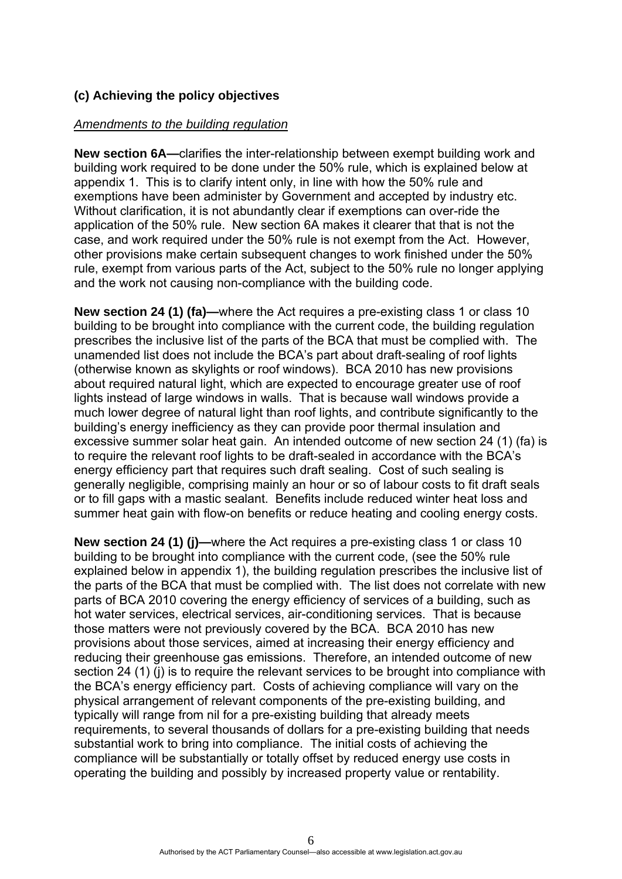### (c) Achieving the policy objectives

*Amendments to the building regulation*

**New section 6A—**clarifies the inter-relationship between exempt building work and building work required to be done under the 50% rule, which is explained below at appendix 1. This is to clarify intent only, in line with how the 50% rule and exemptions have been administer by Government and accepted by industry etc. Without clarification, it is not abundantly clear if exemptions can over-ride the application of the 50% rule. New section 6A makes it clearer that that is not the case, and work required under the 50% rule is not exempt from the Act. However, other provisions make certain subsequent changes to work finished under the 50% rule, exempt from various parts of the Act, subject to the 50% rule no longer applying and the work not causing non-compliance with the building code.

**New section 24 (1) (fa)—**where the Act requires a pre-existing class 1 or class 10 building to be brought into compliance with the current code, the building regulation prescribes the inclusive list of the parts of the BCA that must be complied with. The unamended list does not include the BCA's part about draft-sealing of roof lights (otherwise known as skylights or roof windows). BCA 2010 has new provisions about required natural light, which are expected to encourage greater use of roof lights instead of large windows in walls. That is because wall windows provide a much lower degree of natural light than roof lights, and contribute significantly to the building's energy inefficiency as they can provide poor thermal insulation and excessive summer solar heat gain. An intended outcome of new section 24 (1) (fa) is to require the relevant roof lights to be draft-sealed in accordance with the BCA's energy efficiency part that requires such draft sealing. Cost of such sealing is generally negligible, comprising mainly an hour or so of labour costs to fit draft seals or to fill gaps with a mastic sealant. Benefits include reduced winter heat loss and summer heat gain with flow-on benefits or reduce heating and cooling energy costs.

**New section 24 (1) (j)—**where the Act requires a pre-existing class 1 or class 10 building to be brought into compliance with the current code, (see the 50% rule explained below in appendix 1), the building regulation prescribes the inclusive list of the parts of the BCA that must be complied with. The list does not correlate with new parts of BCA 2010 covering the energy efficiency of services of a building, such as hot water services, electrical services, air-conditioning services. That is because those matters were not previously covered by the BCA. BCA 2010 has new provisions about those services, aimed at increasing their energy efficiency and reducing their greenhouse gas emissions. Therefore, an intended outcome of new section 24 (1) (j) is to require the relevant services to be brought into compliance with the BCA's energy efficiency part. Costs of achieving compliance will vary on the physical arrangement of relevant components of the pre-existing building, and typically will range from nil for a pre-existing building that already meets requirements, to several thousands of dollars for a pre-existing building that needs substantial work to bring into compliance. The initial costs of achieving the compliance will be substantially or totally offset by reduced energy use costs in operating the building and possibly by increased property value or rentability.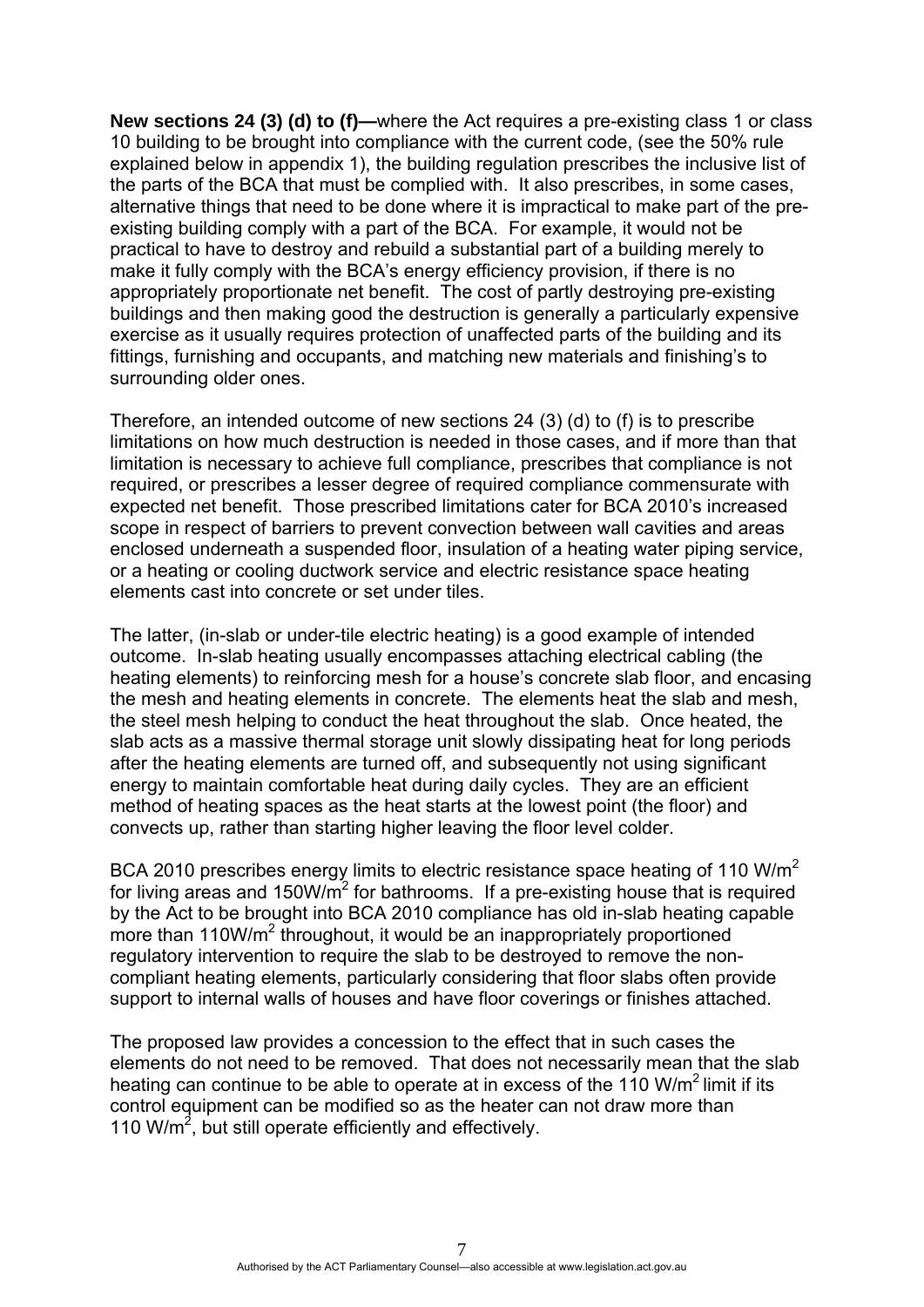**New sections 24 (3) (d) to (f)—**where the Act requires a pre-existing class 1 or class 10 building to be brought into compliance with the current code, (see the 50% rule explained below in appendix 1), the building regulation prescribes the inclusive list of the parts of the BCA that must be complied with. It also prescribes, in some cases, alternative things that need to be done where it is impractical to make part of the pre-existing building comply with a part of the BCA. For example, it would not be practical to have to destroy and rebuild a substantial part of a building merely to make it fully comply with the BCA's energy efficiency provision, if there is no appropriately proportionate net benefit. The cost of partly destroying pre-existing buildings and then making good the destruction is generally a particularly expensive exercise as it usually requires protection of unaffected parts of the building and its fittings, furnishing and occupants, and matching new materials and finishing's to surrounding older ones.

Therefore, an intended outcome of new sections 24 (3) (d) to (f) is to prescribe limitations on how much destruction is needed in those cases, and if more than that limitation is necessary to achieve full compliance, prescribes that compliance is not required, or prescribes a lesser degree of required compliance commensurate with expected net benefit. Those prescribed limitations cater for BCA 2010's increased scope in respect of barriers to prevent convection between wall cavities and areas enclosed underneath a suspended floor, insulation of a heating water piping service, or a heating or cooling ductwork service and electric resistance space heating elements cast into concrete or set under tiles.

The latter, (in-slab or under-tile electric heating) is a good example of intended outcome. In-slab heating usually encompasses attaching electrical cabling (the heating elements) to reinforcing mesh for a house's concrete slab floor, and encasing the mesh and heating elements in concrete. The elements heat the slab and mesh, the steel mesh helping to conduct the heat throughout the slab. Once heated, the slab acts as a massive thermal storage unit slowly dissipating heat for long periods after the heating elements are turned off, and subsequently not using significant energy to maintain comfortable heat during daily cycles. They are an efficient method of heating spaces as the heat starts at the lowest point (the floor) and convects up, rather than starting higher leaving the floor level colder.

BCA 2010 prescribes energy limits to electric resistance space heating of 110 $W/m^2$ for living areas and 150$W/m^2$ for bathrooms. If a pre-existing house that is required by the Act to be brought into BCA 2010 compliance has old in-slab heating capable more than 110$W/m^2$ throughout, it would be an inappropriately proportioned regulatory intervention to require the slab to be destroyed to remove the non-compliant heating elements, particularly considering that floor slabs often provide support to internal walls of houses and have floor coverings or finishes attached.

The proposed law provides a concession to the effect that in such cases the elements do not need to be removed. That does not necessarily mean that the slab heating can continue to be able to operate at in excess of the 110 $W/m^2$ limit if its control equipment can be modified so as the heater can not draw more than 110 $W/m^2$, but still operate efficiently and effectively.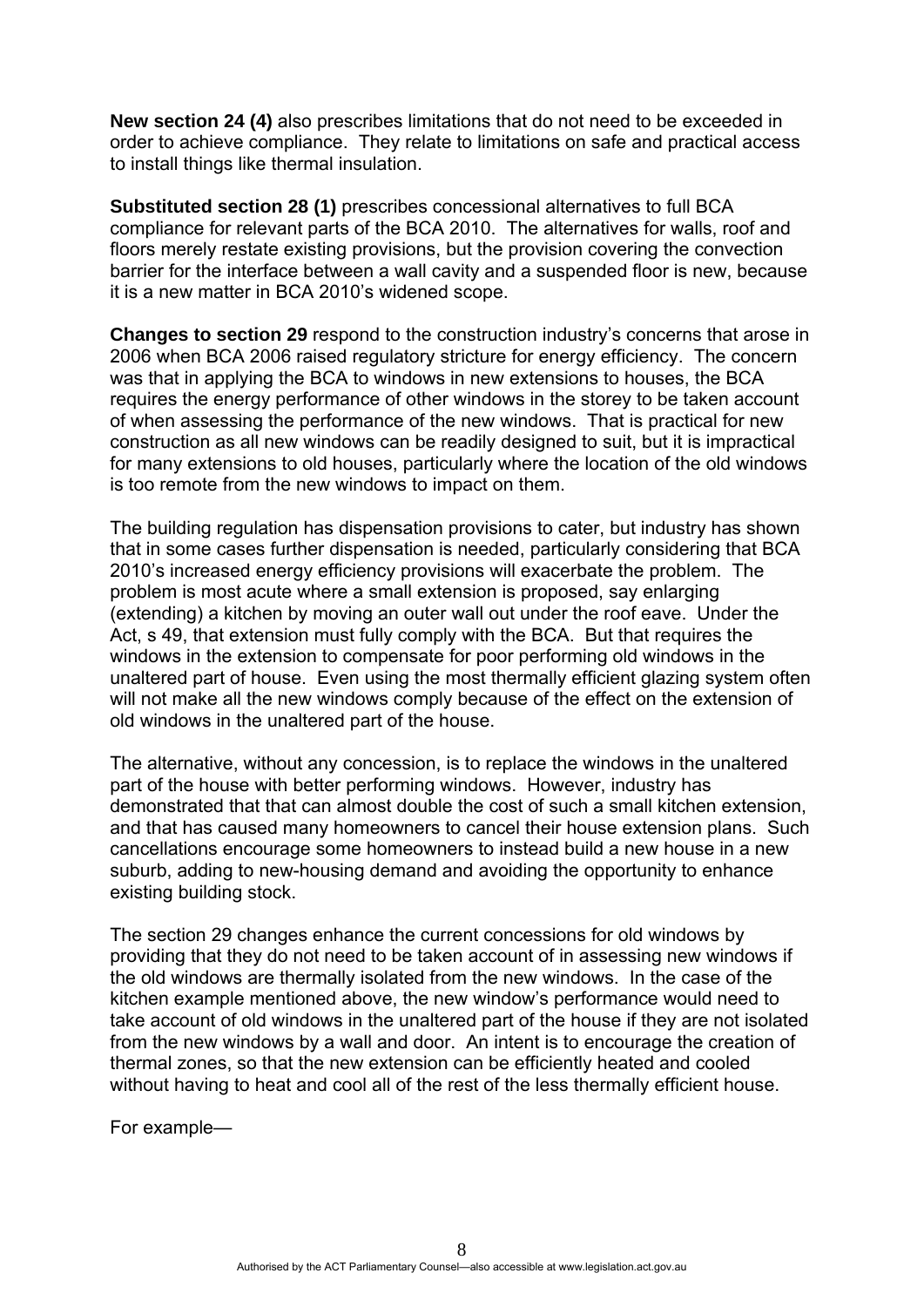**New section 24 (4)** also prescribes limitations that do not need to be exceeded in order to achieve compliance. They relate to limitations on safe and practical access to install things like thermal insulation.

**Substituted section 28 (1)** prescribes concessional alternatives to full BCA compliance for relevant parts of the BCA 2010. The alternatives for walls, roof and floors merely restate existing provisions, but the provision covering the convection barrier for the interface between a wall cavity and a suspended floor is new, because it is a new matter in BCA 2010's widened scope.

**Changes to section 29** respond to the construction industry's concerns that arose in 2006 when BCA 2006 raised regulatory stricture for energy efficiency. The concern was that in applying the BCA to windows in new extensions to houses, the BCA requires the energy performance of other windows in the storey to be taken account of when assessing the performance of the new windows. That is practical for new construction as all new windows can be readily designed to suit, but it is impractical for many extensions to old houses, particularly where the location of the old windows is too remote from the new windows to impact on them.

The building regulation has dispensation provisions to cater, but industry has shown that in some cases further dispensation is needed, particularly considering that BCA 2010's increased energy efficiency provisions will exacerbate the problem. The problem is most acute where a small extension is proposed, say enlarging (extending) a kitchen by moving an outer wall out under the roof eave. Under the Act, s 49, that extension must fully comply with the BCA. But that requires the windows in the extension to compensate for poor performing old windows in the unaltered part of house. Even using the most thermally efficient glazing system often will not make all the new windows comply because of the effect on the extension of old windows in the unaltered part of the house.

The alternative, without any concession, is to replace the windows in the unaltered part of the house with better performing windows. However, industry has demonstrated that that can almost double the cost of such a small kitchen extension, and that has caused many homeowners to cancel their house extension plans. Such cancellations encourage some homeowners to instead build a new house in a new suburb, adding to new-housing demand and avoiding the opportunity to enhance existing building stock.

The section 29 changes enhance the current concessions for old windows by providing that they do not need to be taken account of in assessing new windows if the old windows are thermally isolated from the new windows. In the case of the kitchen example mentioned above, the new window's performance would need to take account of old windows in the unaltered part of the house if they are not isolated from the new windows by a wall and door. An intent is to encourage the creation of thermal zones, so that the new extension can be efficiently heated and cooled without having to heat and cool all of the rest of the less thermally efficient house.

For example—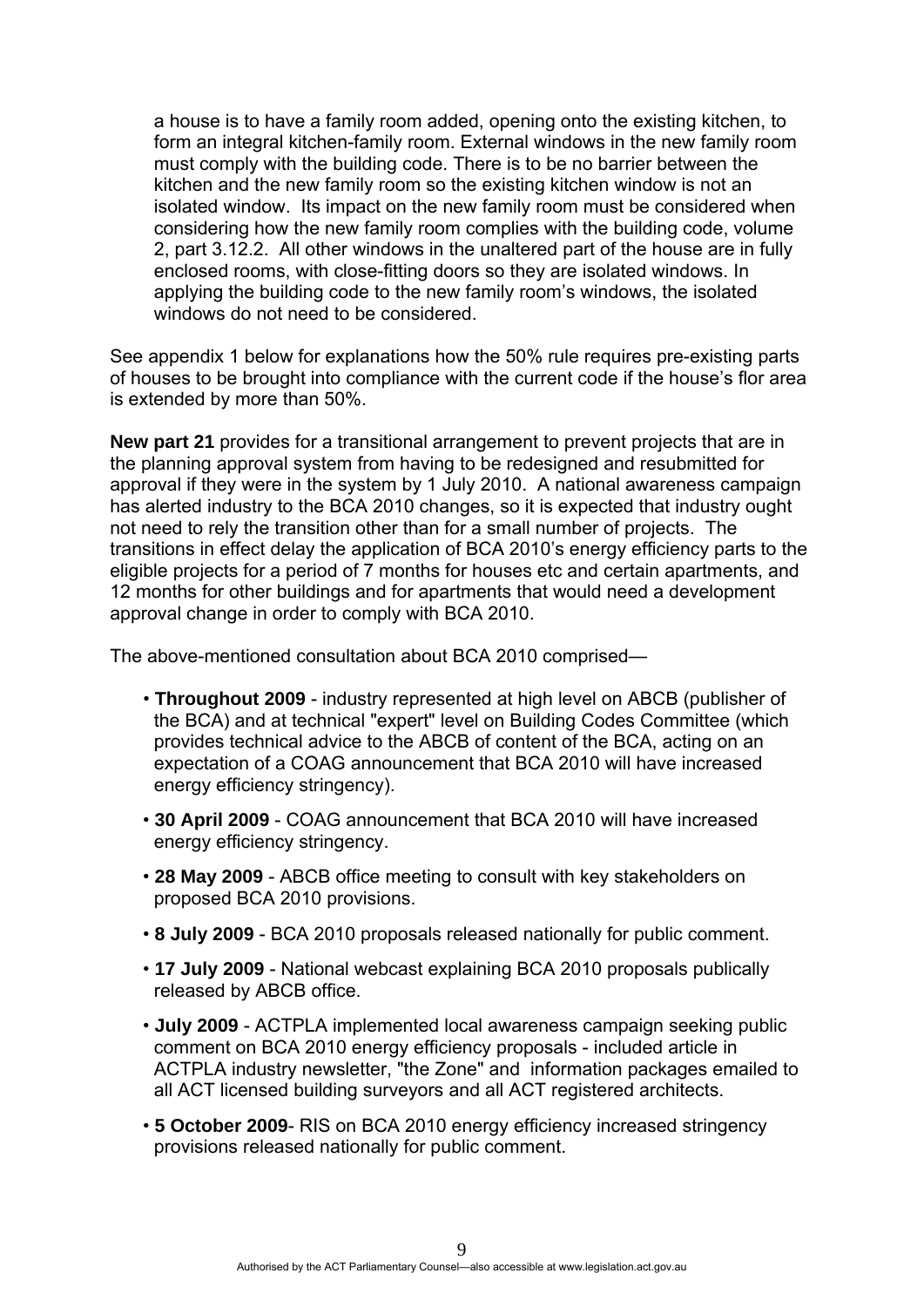a house is to have a family room added, opening onto the existing kitchen, to form an integral kitchen-family room. External windows in the new family room must comply with the building code. There is to be no barrier between the kitchen and the new family room so the existing kitchen window is not an isolated window. Its impact on the new family room must be considered when considering how the new family room complies with the building code, volume 2, part 3.12.2. All other windows in the unaltered part of the house are in fully enclosed rooms, with close-fitting doors so they are isolated windows. In applying the building code to the new family room's windows, the isolated windows do not need to be considered.

See appendix 1 below for explanations how the 50% rule requires pre-existing parts of houses to be brought into compliance with the current code if the house's flor area is extended by more than 50%.

**New part 21** provides for a transitional arrangement to prevent projects that are in the planning approval system from having to be redesigned and resubmitted for approval if they were in the system by 1 July 2010. A national awareness campaign has alerted industry to the BCA 2010 changes, so it is expected that industry ought not need to rely the transition other than for a small number of projects. The transitions in effect delay the application of BCA 2010's energy efficiency parts to the eligible projects for a period of 7 months for houses etc and certain apartments, and 12 months for other buildings and for apartments that would need a development approval change in order to comply with BCA 2010.

The above-mentioned consultation about BCA 2010 comprised—

- **Throughout 2009** - industry represented at high level on ABCB (publisher of the BCA) and at technical "expert" level on Building Codes Committee (which provides technical advice to the ABCB of content of the BCA, acting on an expectation of a COAG announcement that BCA 2010 will have increased energy efficiency stringency).
- **30 April 2009** - COAG announcement that BCA 2010 will have increased energy efficiency stringency.
- **28 May 2009** - ABCB office meeting to consult with key stakeholders on proposed BCA 2010 provisions.
- **8 July 2009** - BCA 2010 proposals released nationally for public comment.
- **17 July 2009** - National webcast explaining BCA 2010 proposals publically released by ABCB office.
- **July 2009** - ACTPLA implemented local awareness campaign seeking public comment on BCA 2010 energy efficiency proposals - included article in ACTPLA industry newsletter, "the Zone" and information packages emailed to all ACT licensed building surveyors and all ACT registered architects.
- **5 October 2009**- RIS on BCA 2010 energy efficiency increased stringency provisions released nationally for public comment.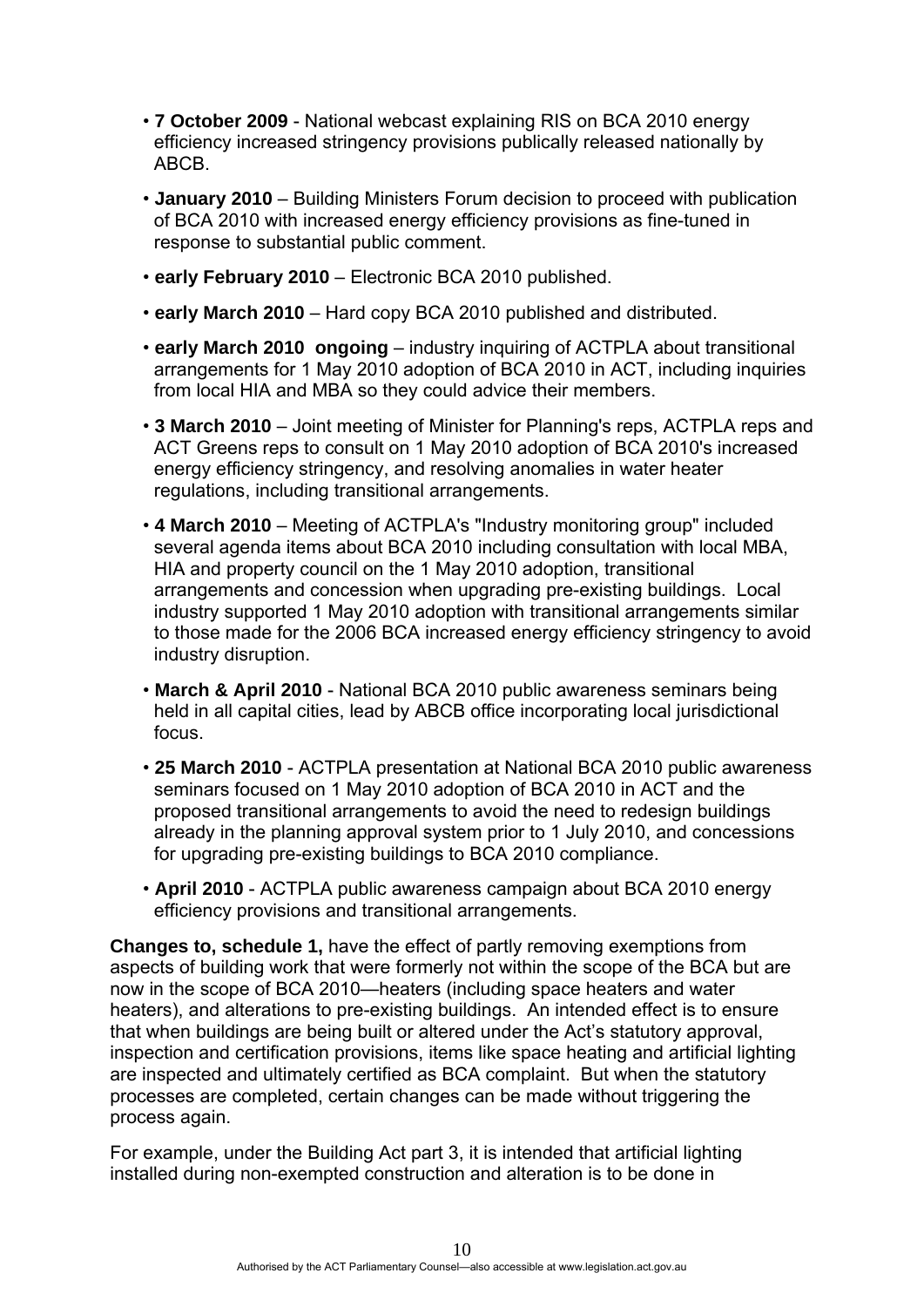- **7 October 2009** - National webcast explaining RIS on BCA 2010 energy efficiency increased stringency provisions publically released nationally by ABCB.
- **January 2010** – Building Ministers Forum decision to proceed with publication of BCA 2010 with increased energy efficiency provisions as fine-tuned in response to substantial public comment.
- **early February 2010** – Electronic BCA 2010 published.
- **early March 2010** – Hard copy BCA 2010 published and distributed.
- **early March 2010 ongoing** – industry inquiring of ACTPLA about transitional arrangements for 1 May 2010 adoption of BCA 2010 in ACT, including inquiries from local HIA and MBA so they could advice their members.
- **3 March 2010** – Joint meeting of Minister for Planning's reps, ACTPLA reps and ACT Greens reps to consult on 1 May 2010 adoption of BCA 2010's increased energy efficiency stringency, and resolving anomalies in water heater regulations, including transitional arrangements.
- **4 March 2010** – Meeting of ACTPLA's "Industry monitoring group" included several agenda items about BCA 2010 including consultation with local MBA, HIA and property council on the 1 May 2010 adoption, transitional arrangements and concession when upgrading pre-existing buildings. Local industry supported 1 May 2010 adoption with transitional arrangements similar to those made for the 2006 BCA increased energy efficiency stringency to avoid industry disruption.
- **March & April 2010** - National BCA 2010 public awareness seminars being held in all capital cities, lead by ABCB office incorporating local jurisdictional focus.
- **25 March 2010** - ACTPLA presentation at National BCA 2010 public awareness seminars focused on 1 May 2010 adoption of BCA 2010 in ACT and the proposed transitional arrangements to avoid the need to redesign buildings already in the planning approval system prior to 1 July 2010, and concessions for upgrading pre-existing buildings to BCA 2010 compliance.
- **April 2010** - ACTPLA public awareness campaign about BCA 2010 energy efficiency provisions and transitional arrangements.

**Changes to, schedule 1,** have the effect of partly removing exemptions from aspects of building work that were formerly not within the scope of the BCA but are now in the scope of BCA 2010—heaters (including space heaters and water heaters), and alterations to pre-existing buildings. An intended effect is to ensure that when buildings are being built or altered under the Act's statutory approval, inspection and certification provisions, items like space heating and artificial lighting are inspected and ultimately certified as BCA complaint. But when the statutory processes are completed, certain changes can be made without triggering the process again.

For example, under the Building Act part 3, it is intended that artificial lighting installed during non-exempted construction and alteration is to be done in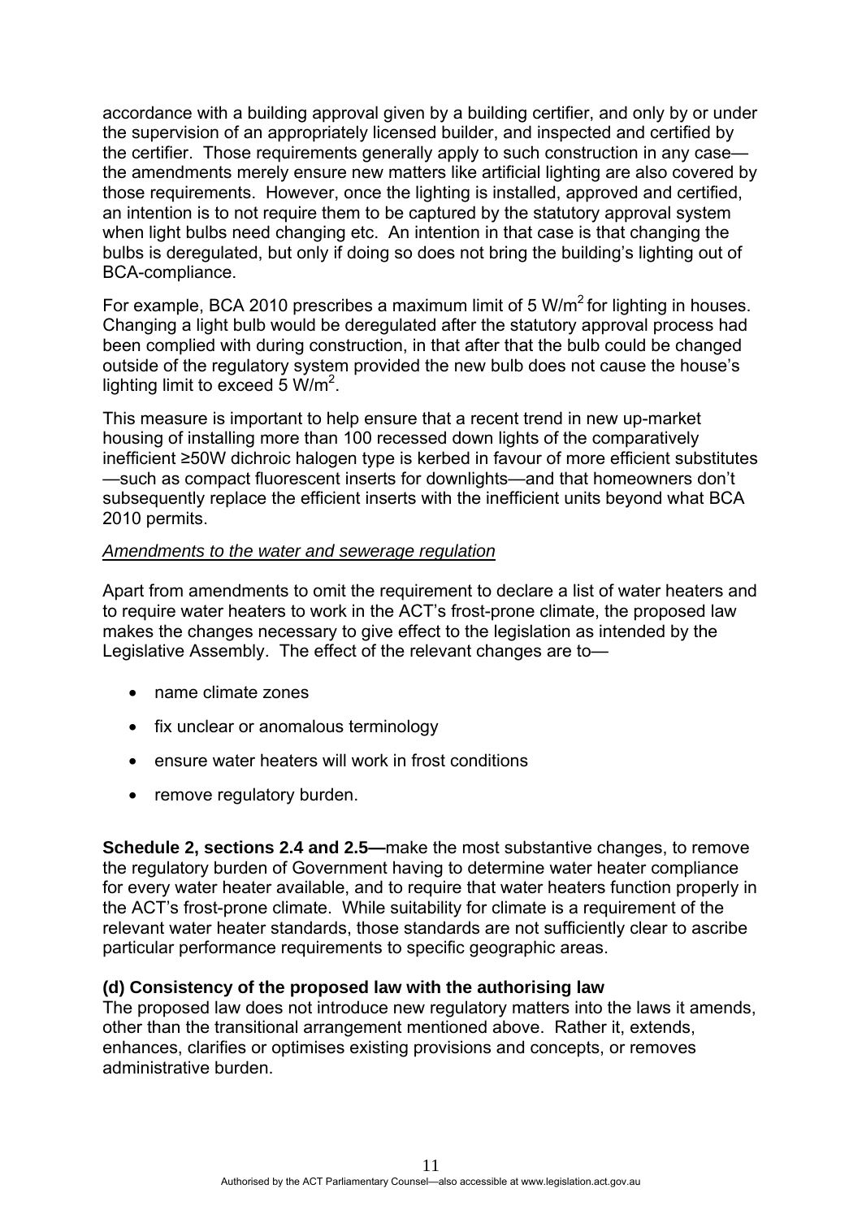accordance with a building approval given by a building certifier, and only by or under the supervision of an appropriately licensed builder, and inspected and certified by the certifier. Those requirements generally apply to such construction in any case—the amendments merely ensure new matters like artificial lighting are also covered by those requirements. However, once the lighting is installed, approved and certified, an intention is to not require them to be captured by the statutory approval system when light bulbs need changing etc. An intention in that case is that changing the bulbs is deregulated, but only if doing so does not bring the building's lighting out of BCA-compliance.

For example, BCA 2010 prescribes a maximum limit of 5 $W/m^2$ for lighting in houses. Changing a light bulb would be deregulated after the statutory approval process had been complied with during construction, in that after that the bulb could be changed outside of the regulatory system provided the new bulb does not cause the house's lighting limit to exceed 5 $W/m^2$.

This measure is important to help ensure that a recent trend in new up-market housing of installing more than 100 recessed down lights of the comparatively inefficient ≥50W dichroic halogen type is kerbed in favour of more efficient substitutes—such as compact fluorescent inserts for downlights—and that homeowners don't subsequently replace the efficient inserts with the inefficient units beyond what BCA 2010 permits.

*Amendments to the water and sewerage regulation*

Apart from amendments to omit the requirement to declare a list of water heaters and to require water heaters to work in the ACT's frost-prone climate, the proposed law makes the changes necessary to give effect to the legislation as intended by the Legislative Assembly. The effect of the relevant changes are to—

- name climate zones
- fix unclear or anomalous terminology
- ensure water heaters will work in frost conditions
- remove regulatory burden.

**Schedule 2, sections 2.4 and 2.5—**make the most substantive changes, to remove the regulatory burden of Government having to determine water heater compliance for every water heater available, and to require that water heaters function properly in the ACT's frost-prone climate. While suitability for climate is a requirement of the relevant water heater standards, those standards are not sufficiently clear to ascribe particular performance requirements to specific geographic areas.

**(d) Consistency of the proposed law with the authorising law**

The proposed law does not introduce new regulatory matters into the laws it amends, other than the transitional arrangement mentioned above. Rather it, extends, enhances, clarifies or optimises existing provisions and concepts, or removes administrative burden.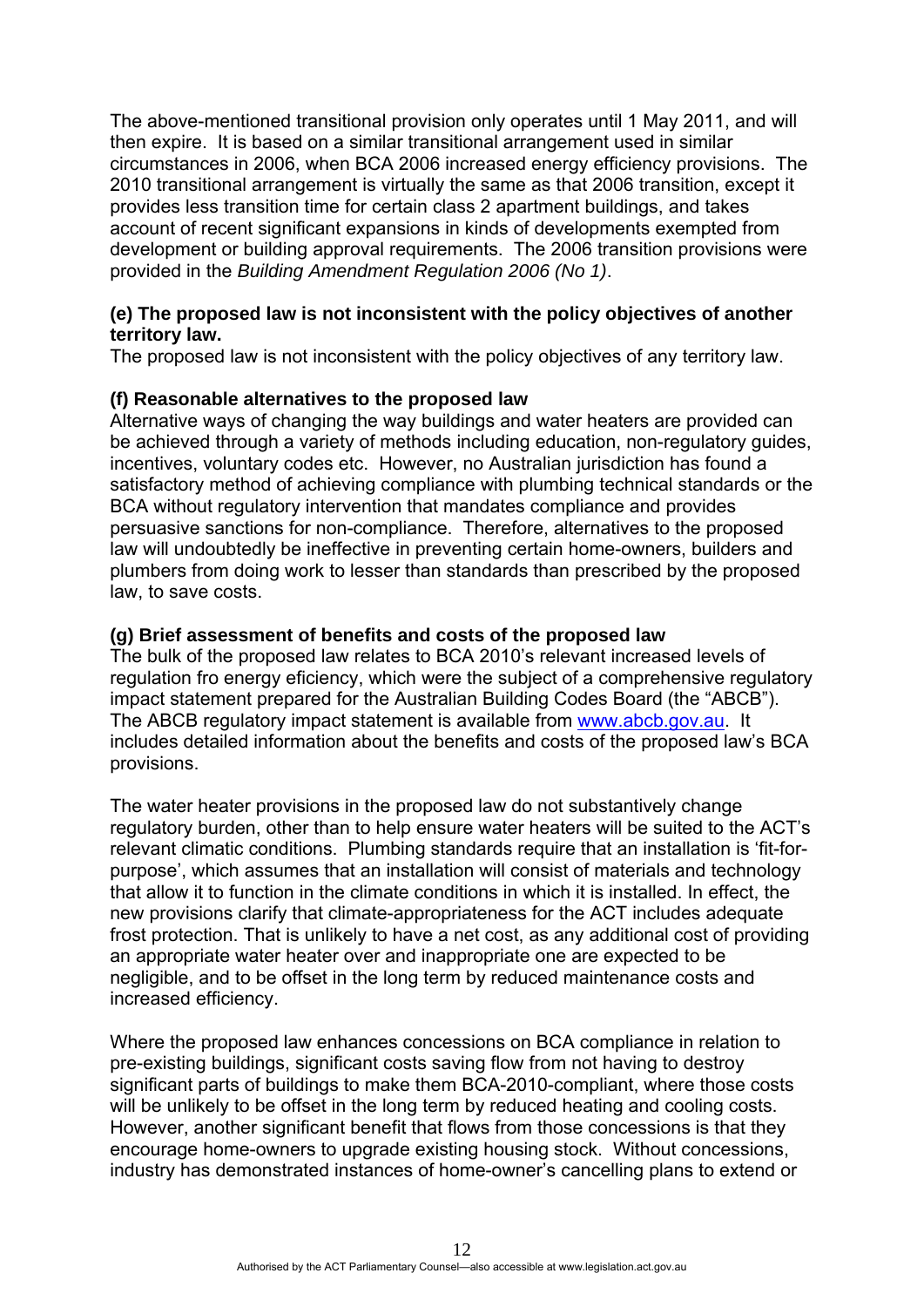The above-mentioned transitional provision only operates until 1 May 2011, and will then expire. It is based on a similar transitional arrangement used in similar circumstances in 2006, when BCA 2006 increased energy efficiency provisions. The 2010 transitional arrangement is virtually the same as that 2006 transition, except it provides less transition time for certain class 2 apartment buildings, and takes account of recent significant expansions in kinds of developments exempted from development or building approval requirements. The 2006 transition provisions were provided in the *Building Amendment Regulation 2006 (No 1)*.

**(e) The proposed law is not inconsistent with the policy objectives of another territory law.**

The proposed law is not inconsistent with the policy objectives of any territory law.

**(f) Reasonable alternatives to the proposed law**

Alternative ways of changing the way buildings and water heaters are provided can be achieved through a variety of methods including education, non-regulatory guides, incentives, voluntary codes etc. However, no Australian jurisdiction has found a satisfactory method of achieving compliance with plumbing technical standards or the BCA without regulatory intervention that mandates compliance and provides persuasive sanctions for non-compliance. Therefore, alternatives to the proposed law will undoubtedly be ineffective in preventing certain home-owners, builders and plumbers from doing work to lesser than standards than prescribed by the proposed law, to save costs.

**(g) Brief assessment of benefits and costs of the proposed law**

The bulk of the proposed law relates to BCA 2010's relevant increased levels of regulation fro energy eficiency, which were the subject of a comprehensive regulatory impact statement prepared for the Australian Building Codes Board (the "ABCB"). The ABCB regulatory impact statement is available from www.abcb.gov.au. It includes detailed information about the benefits and costs of the proposed law's BCA provisions.

The water heater provisions in the proposed law do not substantively change regulatory burden, other than to help ensure water heaters will be suited to the ACT's relevant climatic conditions. Plumbing standards require that an installation is 'fit-for-purpose', which assumes that an installation will consist of materials and technology that allow it to function in the climate conditions in which it is installed. In effect, the new provisions clarify that climate-appropriateness for the ACT includes adequate frost protection. That is unlikely to have a net cost, as any additional cost of providing an appropriate water heater over and inappropriate one are expected to be negligible, and to be offset in the long term by reduced maintenance costs and increased efficiency.

Where the proposed law enhances concessions on BCA compliance in relation to pre-existing buildings, significant costs saving flow from not having to destroy significant parts of buildings to make them BCA-2010-compliant, where those costs will be unlikely to be offset in the long term by reduced heating and cooling costs. However, another significant benefit that flows from those concessions is that they encourage home-owners to upgrade existing housing stock. Without concessions, industry has demonstrated instances of home-owner's cancelling plans to extend or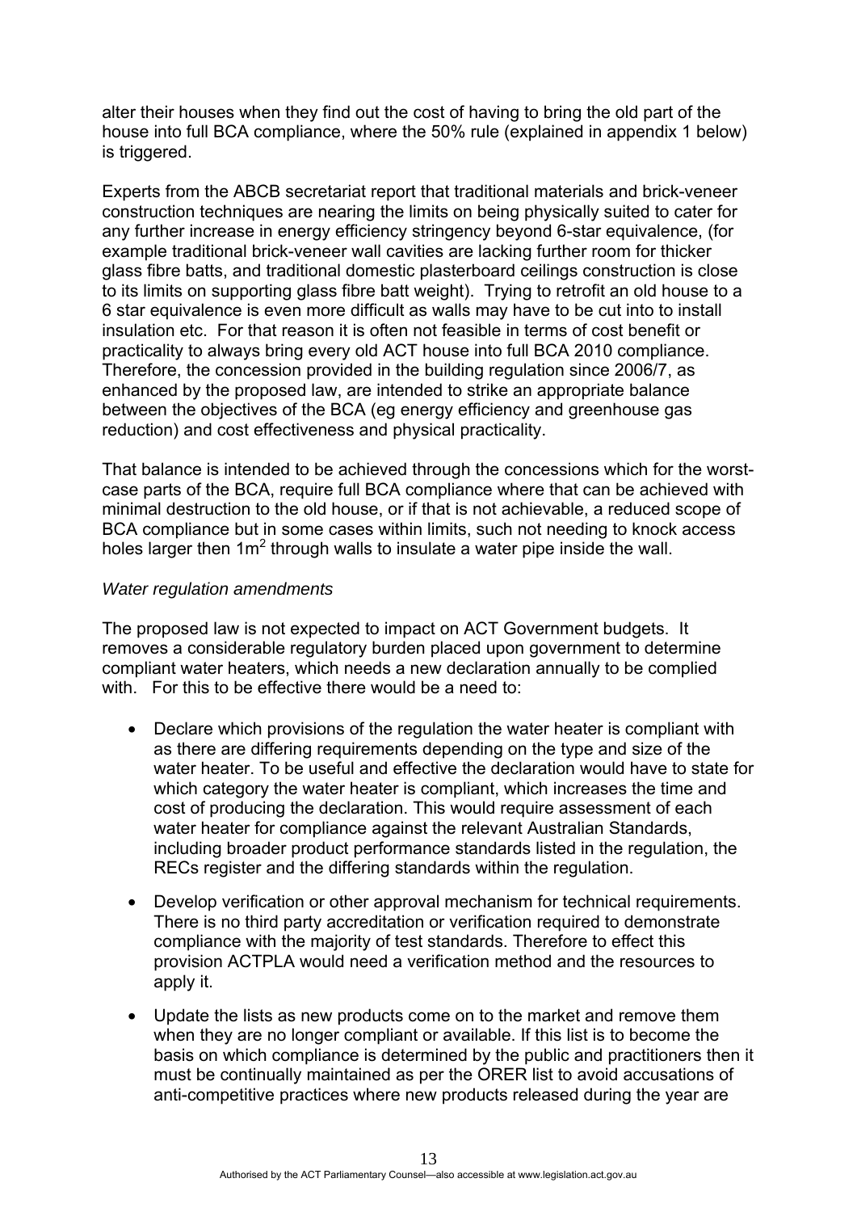alter their houses when they find out the cost of having to bring the old part of the house into full BCA compliance, where the 50% rule (explained in appendix 1 below) is triggered.

Experts from the ABCB secretariat report that traditional materials and brick-veneer construction techniques are nearing the limits on being physically suited to cater for any further increase in energy efficiency stringency beyond 6-star equivalence, (for example traditional brick-veneer wall cavities are lacking further room for thicker glass fibre batts, and traditional domestic plasterboard ceilings construction is close to its limits on supporting glass fibre batt weight). Trying to retrofit an old house to a 6 star equivalence is even more difficult as walls may have to be cut into to install insulation etc. For that reason it is often not feasible in terms of cost benefit or practicality to always bring every old ACT house into full BCA 2010 compliance. Therefore, the concession provided in the building regulation since 2006/7, as enhanced by the proposed law, are intended to strike an appropriate balance between the objectives of the BCA (eg energy efficiency and greenhouse gas reduction) and cost effectiveness and physical practicality.

That balance is intended to be achieved through the concessions which for the worst-case parts of the BCA, require full BCA compliance where that can be achieved with minimal destruction to the old house, or if that is not achievable, a reduced scope of BCA compliance but in some cases within limits, such not needing to knock access holes larger then $1m^2$ through walls to insulate a water pipe inside the wall.

*Water regulation amendments*

The proposed law is not expected to impact on ACT Government budgets. It removes a considerable regulatory burden placed upon government to determine compliant water heaters, which needs a new declaration annually to be complied with. For this to be effective there would be a need to:

- Declare which provisions of the regulation the water heater is compliant with as there are differing requirements depending on the type and size of the water heater. To be useful and effective the declaration would have to state for which category the water heater is compliant, which increases the time and cost of producing the declaration. This would require assessment of each water heater for compliance against the relevant Australian Standards, including broader product performance standards listed in the regulation, the RECs register and the differing standards within the regulation.
- Develop verification or other approval mechanism for technical requirements. There is no third party accreditation or verification required to demonstrate compliance with the majority of test standards. Therefore to effect this provision ACTPLA would need a verification method and the resources to apply it.
- Update the lists as new products come on to the market and remove them when they are no longer compliant or available. If this list is to become the basis on which compliance is determined by the public and practitioners then it must be continually maintained as per the ORER list to avoid accusations of anti-competitive practices where new products released during the year are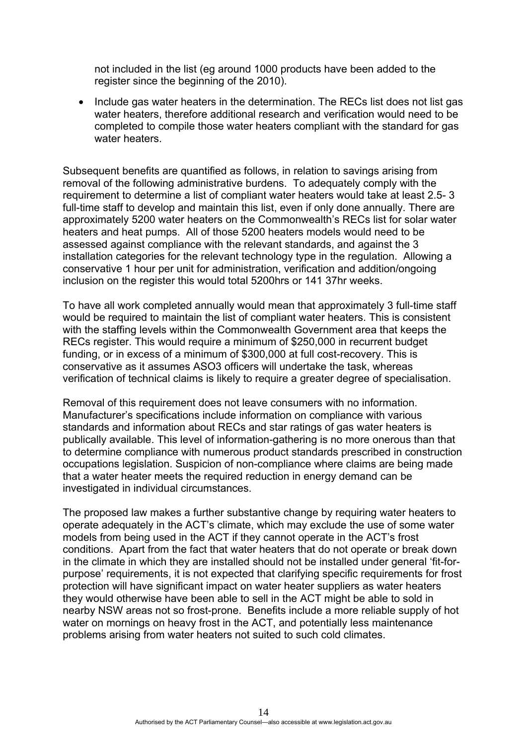not included in the list (eg around 1000 products have been added to the register since the beginning of the 2010).

- Include gas water heaters in the determination. The RECs list does not list gas water heaters, therefore additional research and verification would need to be completed to compile those water heaters compliant with the standard for gas water heaters.

Subsequent benefits are quantified as follows, in relation to savings arising from removal of the following administrative burdens. To adequately comply with the requirement to determine a list of compliant water heaters would take at least 2.5- 3 full-time staff to develop and maintain this list, even if only done annually. There are approximately 5200 water heaters on the Commonwealth's RECs list for solar water heaters and heat pumps. All of those 5200 heaters models would need to be assessed against compliance with the relevant standards, and against the 3 installation categories for the relevant technology type in the regulation. Allowing a conservative 1 hour per unit for administration, verification and addition/ongoing inclusion on the register this would total 5200hrs or 141 37hr weeks.

To have all work completed annually would mean that approximately 3 full-time staff would be required to maintain the list of compliant water heaters. This is consistent with the staffing levels within the Commonwealth Government area that keeps the RECs register. This would require a minimum of $250,000 in recurrent budget funding, or in excess of a minimum of $300,000 at full cost-recovery. This is conservative as it assumes ASO3 officers will undertake the task, whereas verification of technical claims is likely to require a greater degree of specialisation.

Removal of this requirement does not leave consumers with no information. Manufacturer's specifications include information on compliance with various standards and information about RECs and star ratings of gas water heaters is publically available. This level of information-gathering is no more onerous than that to determine compliance with numerous product standards prescribed in construction occupations legislation. Suspicion of non-compliance where claims are being made that a water heater meets the required reduction in energy demand can be investigated in individual circumstances.

The proposed law makes a further substantive change by requiring water heaters to operate adequately in the ACT's climate, which may exclude the use of some water models from being used in the ACT if they cannot operate in the ACT's frost conditions. Apart from the fact that water heaters that do not operate or break down in the climate in which they are installed should not be installed under general 'fit-for-purpose' requirements, it is not expected that clarifying specific requirements for frost protection will have significant impact on water heater suppliers as water heaters they would otherwise have been able to sell in the ACT might be able to sold in nearby NSW areas not so frost-prone. Benefits include a more reliable supply of hot water on mornings on heavy frost in the ACT, and potentially less maintenance problems arising from water heaters not suited to such cold climates.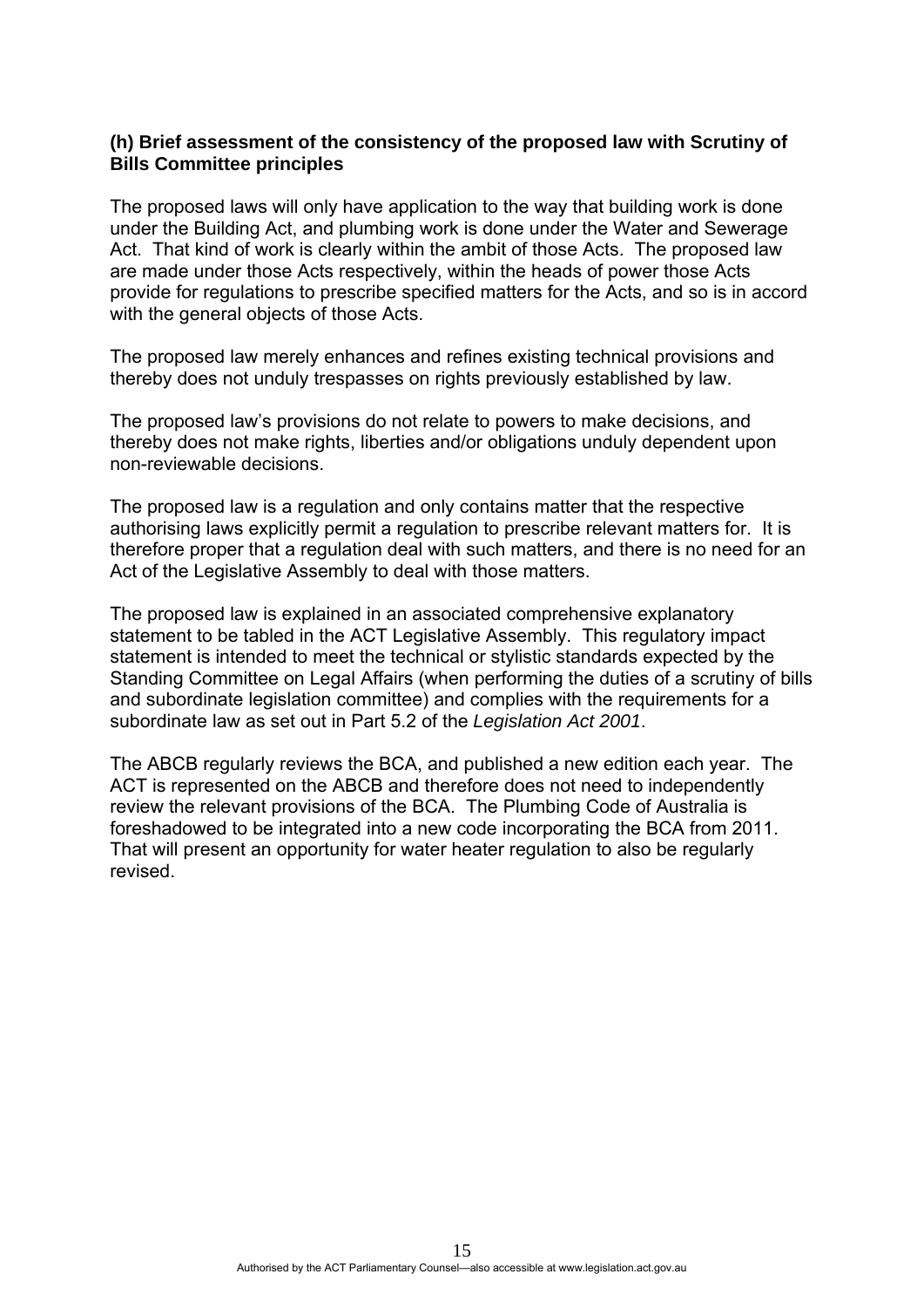**(h) Brief assessment of the consistency of the proposed law with Scrutiny of Bills Committee principles**

The proposed laws will only have application to the way that building work is done under the Building Act, and plumbing work is done under the Water and Sewerage Act. That kind of work is clearly within the ambit of those Acts. The proposed law are made under those Acts respectively, within the heads of power those Acts provide for regulations to prescribe specified matters for the Acts, and so is in accord with the general objects of those Acts.

The proposed law merely enhances and refines existing technical provisions and thereby does not unduly trespasses on rights previously established by law.

The proposed law's provisions do not relate to powers to make decisions, and thereby does not make rights, liberties and/or obligations unduly dependent upon non-reviewable decisions.

The proposed law is a regulation and only contains matter that the respective authorising laws explicitly permit a regulation to prescribe relevant matters for. It is therefore proper that a regulation deal with such matters, and there is no need for an Act of the Legislative Assembly to deal with those matters.

The proposed law is explained in an associated comprehensive explanatory statement to be tabled in the ACT Legislative Assembly. This regulatory impact statement is intended to meet the technical or stylistic standards expected by the Standing Committee on Legal Affairs (when performing the duties of a scrutiny of bills and subordinate legislation committee) and complies with the requirements for a subordinate law as set out in Part 5.2 of the *Legislation Act 2001*.

The ABCB regularly reviews the BCA, and published a new edition each year. The ACT is represented on the ABCB and therefore does not need to independently review the relevant provisions of the BCA. The Plumbing Code of Australia is foreshadowed to be integrated into a new code incorporating the BCA from 2011. That will present an opportunity for water heater regulation to also be regularly revised.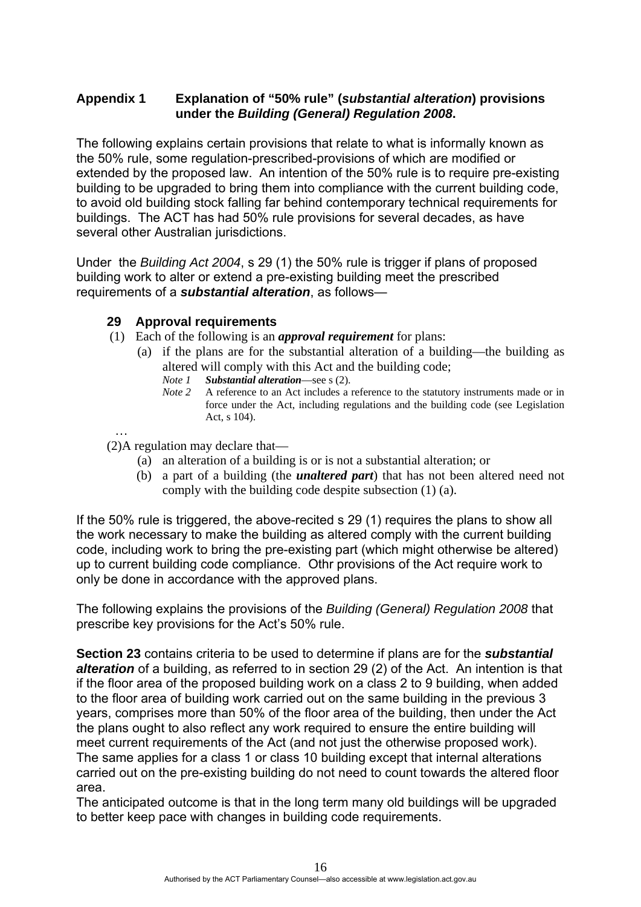**Appendix 1 Explanation of "50% rule" (*substantial alteration*) provisions under the *Building (General) Regulation 2008*.**

The following explains certain provisions that relate to what is informally known as the 50% rule, some regulation-prescribed-provisions of which are modified or extended by the proposed law. An intention of the 50% rule is to require pre-existing building to be upgraded to bring them into compliance with the current building code, to avoid old building stock falling far behind contemporary technical requirements for buildings. The ACT has had 50% rule provisions for several decades, as have several other Australian jurisdictions.

Under the *Building Act 2004*, s 29 (1) the 50% rule is trigger if plans of proposed building work to alter or extend a pre-existing building meet the prescribed requirements of a ***substantial alteration***, as follows—

> **29 Approval requirements**
>
> (1) Each of the following is an ***approval requirement*** for plans:
>
> (a) if the plans are for the substantial alteration of a building—the building as altered will comply with this Act and the building code;
>
> *Note 1* ***Substantial alteration***—see s (2).
>
> *Note 2* A reference to an Act includes a reference to the statutory instruments made or in force under the Act, including regulations and the building code (see Legislation Act, s 104).
>
> …
>
> (2) A regulation may declare that—
>
> (a) an alteration of a building is or is not a substantial alteration; or
>
> (b) a part of a building (the ***unaltered part***) that has not been altered need not comply with the building code despite subsection (1) (a).

If the 50% rule is triggered, the above-recited s 29 (1) requires the plans to show all the work necessary to make the building as altered comply with the current building code, including work to bring the pre-existing part (which might otherwise be altered) up to current building code compliance. Othr provisions of the Act require work to only be done in accordance with the approved plans.

The following explains the provisions of the *Building (General) Regulation 2008* that prescribe key provisions for the Act's 50% rule.

**Section 23** contains criteria to be used to determine if plans are for the ***substantial alteration*** of a building, as referred to in section 29 (2) of the Act. An intention is that if the floor area of the proposed building work on a class 2 to 9 building, when added to the floor area of building work carried out on the same building in the previous 3 years, comprises more than 50% of the floor area of the building, then under the Act the plans ought to also reflect any work required to ensure the entire building will meet current requirements of the Act (and not just the otherwise proposed work). The same applies for a class 1 or class 10 building except that internal alterations carried out on the pre-existing building do not need to count towards the altered floor area.

The anticipated outcome is that in the long term many old buildings will be upgraded to better keep pace with changes in building code requirements.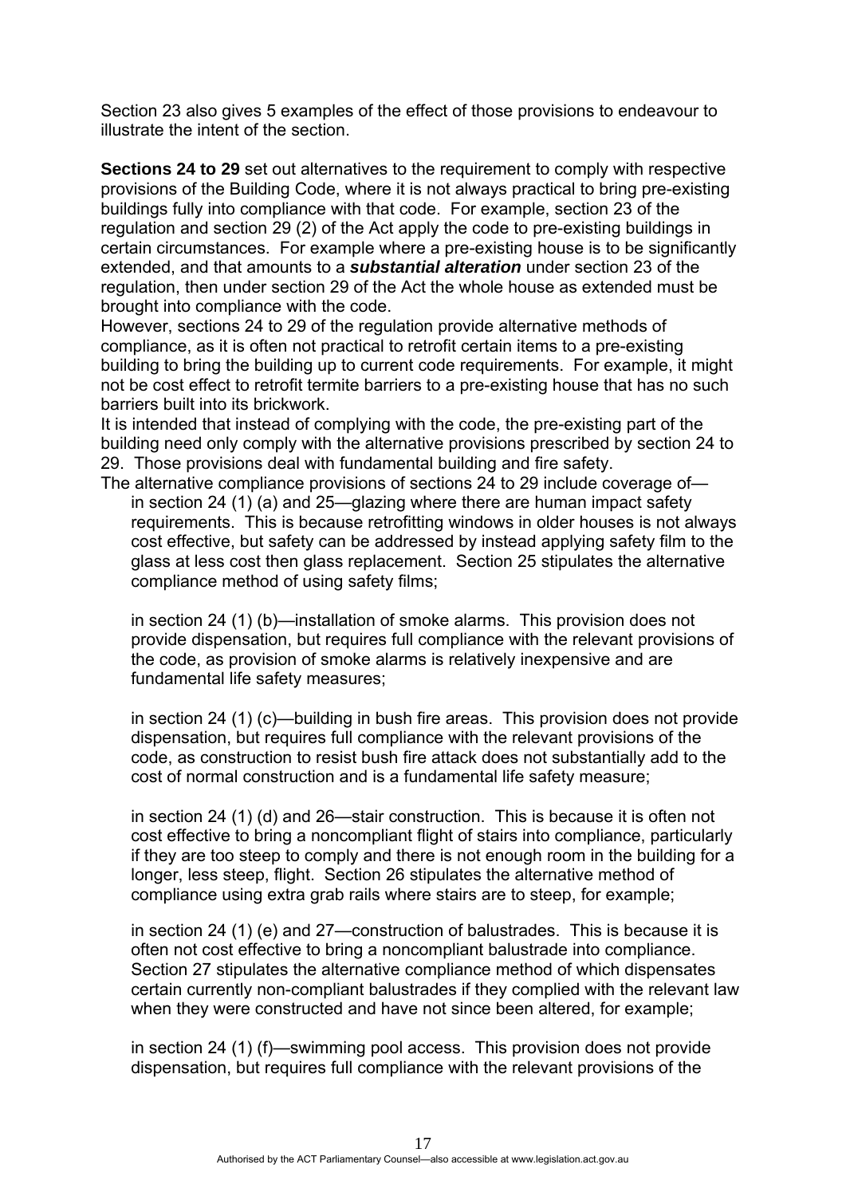Section 23 also gives 5 examples of the effect of those provisions to endeavour to illustrate the intent of the section.

**Sections 24 to 29** set out alternatives to the requirement to comply with respective provisions of the Building Code, where it is not always practical to bring pre-existing buildings fully into compliance with that code. For example, section 23 of the regulation and section 29 (2) of the Act apply the code to pre-existing buildings in certain circumstances. For example where a pre-existing house is to be significantly extended, and that amounts to a ***substantial alteration*** under section 23 of the regulation, then under section 29 of the Act the whole house as extended must be brought into compliance with the code.

However, sections 24 to 29 of the regulation provide alternative methods of compliance, as it is often not practical to retrofit certain items to a pre-existing building to bring the building up to current code requirements. For example, it might not be cost effect to retrofit termite barriers to a pre-existing house that has no such barriers built into its brickwork.

It is intended that instead of complying with the code, the pre-existing part of the building need only comply with the alternative provisions prescribed by section 24 to 29. Those provisions deal with fundamental building and fire safety.

The alternative compliance provisions of sections 24 to 29 include coverage of—

in section 24 (1) (a) and 25—glazing where there are human impact safety requirements. This is because retrofitting windows in older houses is not always cost effective, but safety can be addressed by instead applying safety film to the glass at less cost then glass replacement. Section 25 stipulates the alternative compliance method of using safety films;

in section 24 (1) (b)—installation of smoke alarms. This provision does not provide dispensation, but requires full compliance with the relevant provisions of the code, as provision of smoke alarms is relatively inexpensive and are fundamental life safety measures;

in section 24 (1) (c)—building in bush fire areas. This provision does not provide dispensation, but requires full compliance with the relevant provisions of the code, as construction to resist bush fire attack does not substantially add to the cost of normal construction and is a fundamental life safety measure;

in section 24 (1) (d) and 26—stair construction. This is because it is often not cost effective to bring a noncompliant flight of stairs into compliance, particularly if they are too steep to comply and there is not enough room in the building for a longer, less steep, flight. Section 26 stipulates the alternative method of compliance using extra grab rails where stairs are to steep, for example;

in section 24 (1) (e) and 27—construction of balustrades. This is because it is often not cost effective to bring a noncompliant balustrade into compliance. Section 27 stipulates the alternative compliance method of which dispensates certain currently non-compliant balustrades if they complied with the relevant law when they were constructed and have not since been altered, for example;

in section 24 (1) (f)—swimming pool access. This provision does not provide dispensation, but requires full compliance with the relevant provisions of the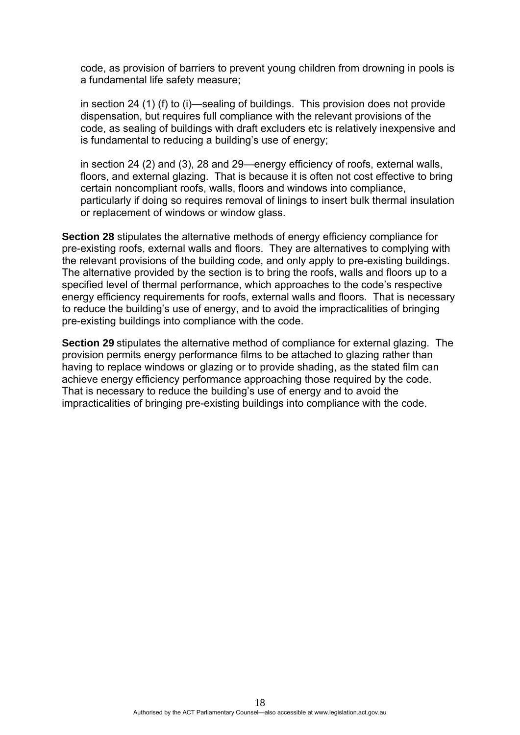code, as provision of barriers to prevent young children from drowning in pools is a fundamental life safety measure;

in section 24 (1) (f) to (i)—sealing of buildings. This provision does not provide dispensation, but requires full compliance with the relevant provisions of the code, as sealing of buildings with draft excluders etc is relatively inexpensive and is fundamental to reducing a building's use of energy;

in section 24 (2) and (3), 28 and 29—energy efficiency of roofs, external walls, floors, and external glazing. That is because it is often not cost effective to bring certain noncompliant roofs, walls, floors and windows into compliance, particularly if doing so requires removal of linings to insert bulk thermal insulation or replacement of windows or window glass.

**Section 28** stipulates the alternative methods of energy efficiency compliance for pre-existing roofs, external walls and floors. They are alternatives to complying with the relevant provisions of the building code, and only apply to pre-existing buildings. The alternative provided by the section is to bring the roofs, walls and floors up to a specified level of thermal performance, which approaches to the code's respective energy efficiency requirements for roofs, external walls and floors. That is necessary to reduce the building's use of energy, and to avoid the impracticalities of bringing pre-existing buildings into compliance with the code.

**Section 29** stipulates the alternative method of compliance for external glazing. The provision permits energy performance films to be attached to glazing rather than having to replace windows or glazing or to provide shading, as the stated film can achieve energy efficiency performance approaching those required by the code. That is necessary to reduce the building's use of energy and to avoid the impracticalities of bringing pre-existing buildings into compliance with the code.